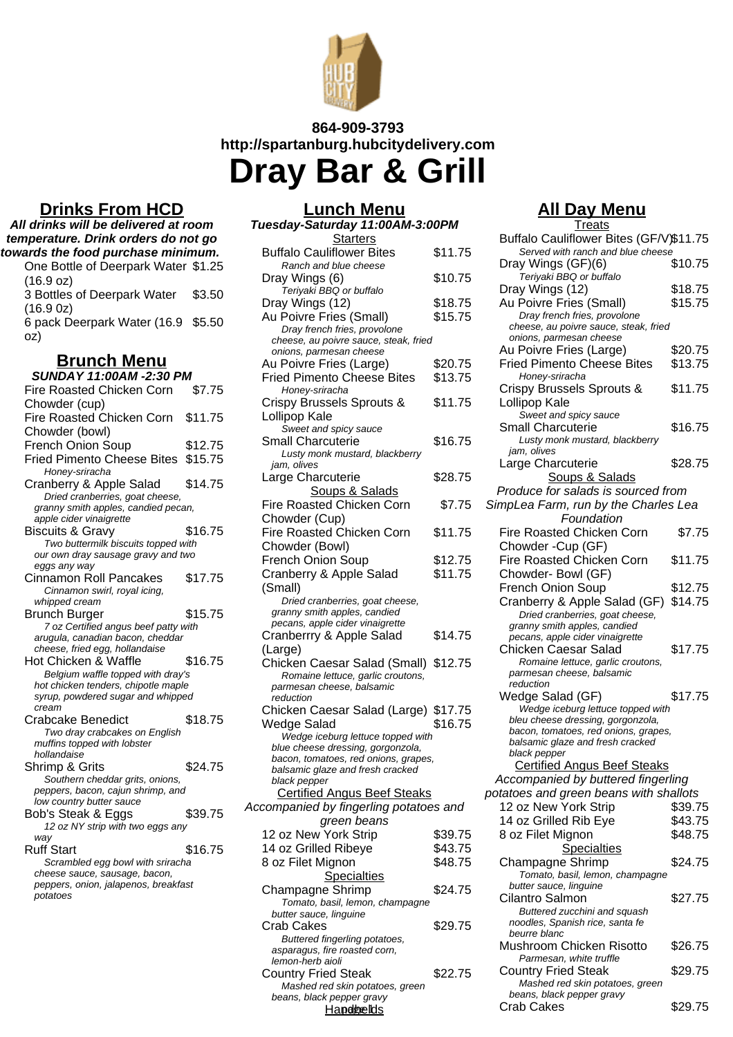864-909-3793
http://spartanburg.hubcitydelivery.com

# Dray Bar & Grill

## Drinks From HCD

**All drinks will be delivered at room temperature. Drink orders do not go towards the food purchase minimum.**

| Item | Price |
|---|---|
| One Bottle of Deerpark Water (16.9 oz) | $1.25 |
| 3 Bottles of Deerpark Water (16.9 0z) | $3.50 |
| 6 pack Deerpark Water (16.9 oz) | $5.50 |

## Brunch Menu

**SUNDAY 11:00AM -2:30 PM**

| Item | Price |
|---|---|
| Fire Roasted Chicken Corn Chowder (cup) | $7.75 |
| Fire Roasted Chicken Corn Chowder (bowl) | $11.75 |
| French Onion Soup | $12.75 |
| Fried Pimento Cheese Bites<br>*Honey-sriracha* | $15.75 |
| Cranberry & Apple Salad<br>*Dried cranberries, goat cheese, granny smith apples, candied pecan, apple cider vinaigrette* | $14.75 |
| Biscuits & Gravy<br>*Two buttermilk biscuits topped with our own dray sausage gravy and two eggs any way* | $16.75 |
| Cinnamon Roll Pancakes<br>*Cinnamon swirl, royal icing, whipped cream* | $17.75 |
| Brunch Burger<br>*7 oz Certified angus beef patty with arugula, canadian bacon, cheddar cheese, fried egg, hollandaise* | $15.75 |
| Hot Chicken & Waffle<br>*Belgium waffle topped with dray's hot chicken tenders, chipotle maple syrup, powdered sugar and whipped cream* | $16.75 |
| Crabcake Benedict<br>*Two dray crabcakes on English muffins topped with lobster hollandaise* | $18.75 |
| Shrimp & Grits<br>*Southern cheddar grits, onions, peppers, bacon, cajun shrimp, and low country butter sauce* | $24.75 |
| Bob's Steak & Eggs<br>*12 oz NY strip with two eggs any way* | $39.75 |
| Ruff Start<br>*Scrambled egg bowl with sriracha cheese sauce, sausage, bacon, peppers, onion, jalapenos, breakfast potatoes* | $16.75 |

## Lunch Menu

**Tuesday-Saturday 11:00AM-3:00PM**

### Starters

| Item | Price |
|---|---|
| Buffalo Cauliflower Bites<br>*Ranch and blue cheese* | $11.75 |
| Dray Wings (6)<br>*Teriyaki BBQ or buffalo* | $10.75 |
| Dray Wings (12) | $18.75 |
| Au Poivre Fries (Small)<br>*Dray french fries, provolone cheese, au poivre sauce, steak, fried onions, parmesan cheese* | $15.75 |
| Au Poivre Fries (Large) | $20.75 |
| Fried Pimento Cheese Bites<br>*Honey-sriracha* | $13.75 |
| Crispy Brussels Sprouts & Lollipop Kale<br>*Sweet and spicy sauce* | $11.75 |
| Small Charcuterie<br>*Lusty monk mustard, blackberry jam, olives* | $16.75 |
| Large Charcuterie | $28.75 |

### Soups & Salads

| Item | Price |
|---|---|
| Fire Roasted Chicken Corn Chowder (Cup) | $7.75 |
| Fire Roasted Chicken Corn Chowder (Bowl) | $11.75 |
| French Onion Soup | $12.75 |
| Cranberry & Apple Salad (Small)<br>*Dried cranberries, goat cheese, granny smith apples, candied pecans, apple cider vinaigrette* | $11.75 |
| Cranberrry & Apple Salad (Large) | $14.75 |
| Chicken Caesar Salad (Small)<br>*Romaine lettuce, garlic croutons, parmesan cheese, balsamic reduction* | $12.75 |
| Chicken Caesar Salad (Large) | $17.75 |
| Wedge Salad<br>*Wedge iceburg lettuce topped with blue cheese dressing, gorgonzola, bacon, tomatoes, red onions, grapes, balsamic glaze and fresh cracked black pepper* | $16.75 |

### Certified Angus Beef Steaks

*Accompanied by fingerling potatoes and green beans*

| Item | Price |
|---|---|
| 12 oz New York Strip | $39.75 |
| 14 oz Grilled Ribeye | $43.75 |
| 8 oz Filet Mignon | $48.75 |

### Specialties

| Item | Price |
|---|---|
| Champagne Shrimp<br>*Tomato, basil, lemon, champagne butter sauce, linguine* | $24.75 |
| Crab Cakes<br>*Buttered fingerling potatoes, asparagus, fire roasted corn, lemon-herb aioli* | $29.75 |
| Country Fried Steak<br>*Mashed red skin potatoes, green beans, black pepper gravy* | $22.75 |

### Handhelds

## All Day Menu

### Treats

| Item | Price |
|---|---|
| Buffalo Cauliflower Bites (GF/V)<br>*Served with ranch and blue cheese* | $11.75 |
| Dray Wings (GF)(6)<br>*Teriyaki BBQ or buffalo* | $10.75 |
| Dray Wings (12) | $18.75 |
| Au Poivre Fries (Small)<br>*Dray french fries, provolone cheese, au poivre sauce, steak, fried onions, parmesan cheese* | $15.75 |
| Au Poivre Fries (Large) | $20.75 |
| Fried Pimento Cheese Bites<br>*Honey-sriracha* | $13.75 |
| Crispy Brussels Sprouts & Lollipop Kale<br>*Sweet and spicy sauce* | $11.75 |
| Small Charcuterie<br>*Lusty monk mustard, blackberry jam, olives* | $16.75 |
| Large Charcuterie | $28.75 |

### Soups & Salads

*Produce for salads is sourced from SimpLea Farm, run by the Charles Lea Foundation*

| Item | Price |
|---|---|
| Fire Roasted Chicken Corn Chowder -Cup (GF) | $7.75 |
| Fire Roasted Chicken Corn Chowder- Bowl (GF) | $11.75 |
| French Onion Soup | $12.75 |
| Cranberry & Apple Salad (GF)<br>*Dried cranberries, goat cheese, granny smith apples, candied pecans, apple cider vinaigrette* | $14.75 |
| Chicken Caesar Salad<br>*Romaine lettuce, garlic croutons, parmesan cheese, balsamic reduction* | $17.75 |
| Wedge Salad (GF)<br>*Wedge iceburg lettuce topped with bleu cheese dressing, gorgonzola, bacon, tomatoes, red onions, grapes, balsamic glaze and fresh cracked black pepper* | $17.75 |

### Certified Angus Beef Steaks

*Accompanied by buttered fingerling potatoes and green beans with shallots*

| Item | Price |
|---|---|
| 12 oz New York Strip | $39.75 |
| 14 oz Grilled Rib Eye | $43.75 |
| 8 oz Filet Mignon | $48.75 |

### Specialties

| Item | Price |
|---|---|
| Champagne Shrimp<br>*Tomato, basil, lemon, champagne butter sauce, linguine* | $24.75 |
| Cilantro Salmon<br>*Buttered zucchini and squash noodles, Spanish rice, santa fe beurre blanc* | $27.75 |
| Mushroom Chicken Risotto<br>*Parmesan, white truffle* | $26.75 |
| Country Fried Steak<br>*Mashed red skin potatoes, green beans, black pepper gravy* | $29.75 |
| Crab Cakes | $29.75 |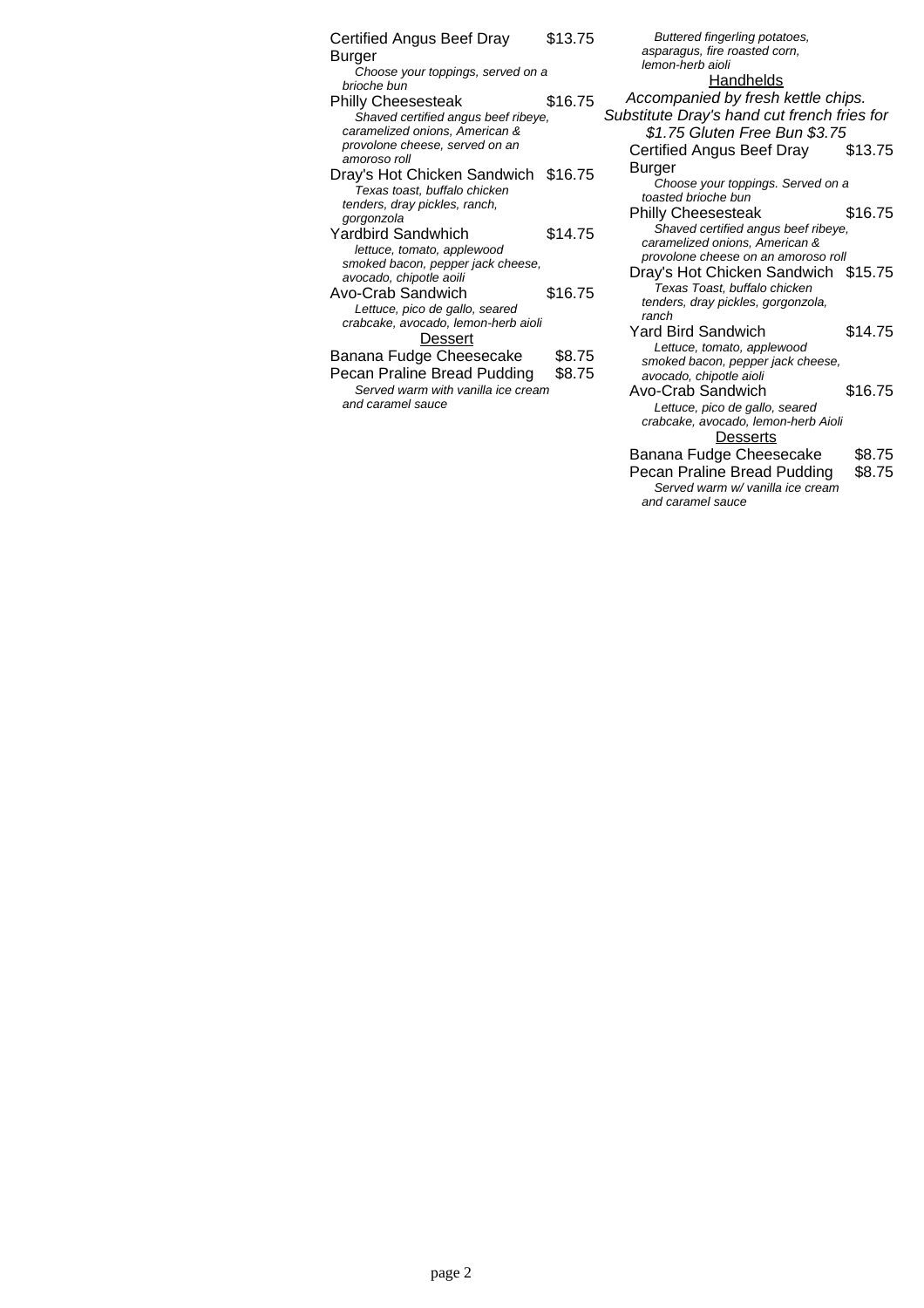Certified Angus Beef Dray Burger $13.75

*Choose your toppings, served on a brioche bun*

Philly Cheesesteak $16.75

*Shaved certified angus beef ribeye, caramelized onions, American & provolone cheese, served on an amoroso roll*

Dray's Hot Chicken Sandwich $16.75

*Texas toast, buffalo chicken tenders, dray pickles, ranch, gorgonzola*

Yardbird Sandwhich $14.75

*lettuce, tomato, applewood smoked bacon, pepper jack cheese, avocado, chipotle aoili*

Avo-Crab Sandwich $16.75

*Lettuce, pico de gallo, seared crabcake, avocado, lemon-herb aioli*

## Dessert

Banana Fudge Cheesecake $8.75

Pecan Praline Bread Pudding $8.75

*Served warm with vanilla ice cream and caramel sauce*

*Buttered fingerling potatoes, asparagus, fire roasted corn, lemon-herb aioli*

## Handhelds

*Accompanied by fresh kettle chips. Substitute Dray's hand cut french fries for $1.75 Gluten Free Bun $3.75*

Certified Angus Beef Dray Burger $13.75

*Choose your toppings. Served on a toasted brioche bun*

Philly Cheesesteak $16.75

*Shaved certified angus beef ribeye, caramelized onions, American & provolone cheese on an amoroso roll*

Dray's Hot Chicken Sandwich $15.75

*Texas Toast, buffalo chicken tenders, dray pickles, gorgonzola, ranch*

Yard Bird Sandwich $14.75

*Lettuce, tomato, applewood smoked bacon, pepper jack cheese, avocado, chipotle aioli*

Avo-Crab Sandwich $16.75

*Lettuce, pico de gallo, seared crabcake, avocado, lemon-herb Aioli*

## Desserts

Banana Fudge Cheesecake $8.75

Pecan Praline Bread Pudding $8.75

*Served warm w/ vanilla ice cream and caramel sauce*